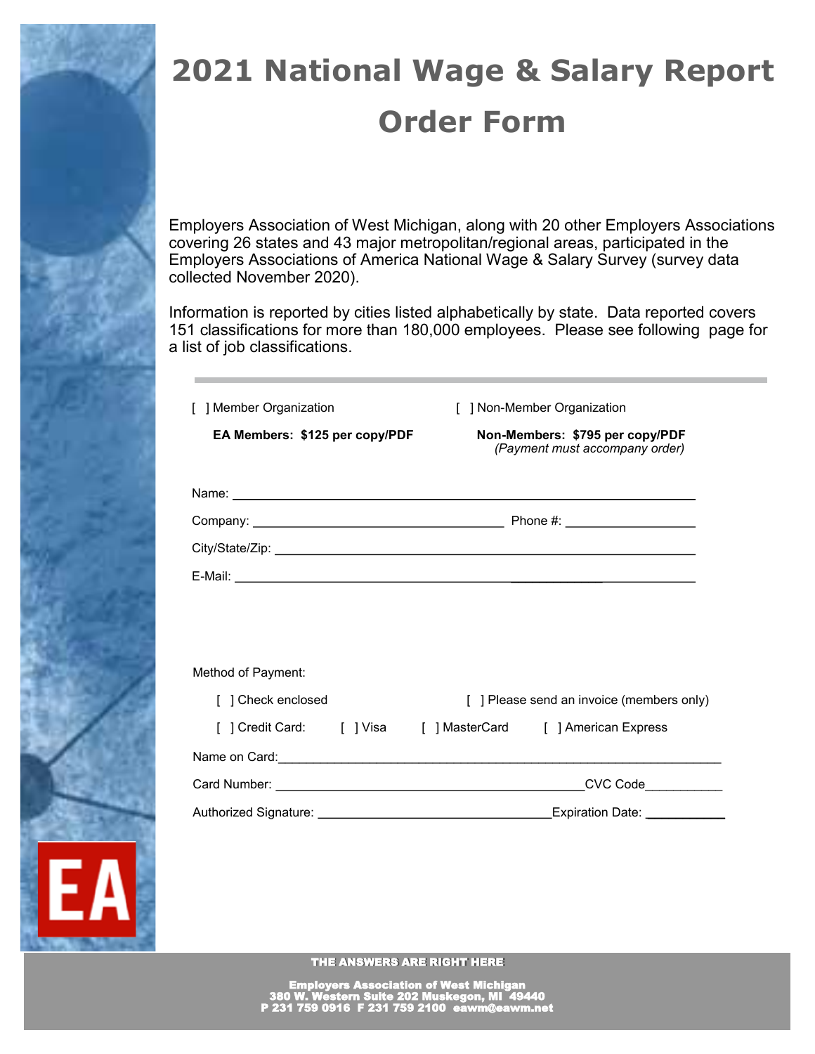# 2021 National Wage & Salary Report Order Form

Employers Association of West Michigan, along with 20 other Employers Associations covering 26 states and 43 major metropolitan/regional areas, participated in the Employers Associations of America National Wage & Salary Survey (survey data collected November 2020).

Information is reported by cities listed alphabetically by state. Data reported covers 151 classifications for more than 180,000 employees. Please see following page for a list of job classifications.

---

[ ] Member Organization

**EA Members: $125 per copy/PDF**

[ ] Non-Member Organization

**Non-Members: $795 per copy/PDF**
*(Payment must accompany order)*

Name: ____________________________________________

Company: ____________________________ Phone #: ______________

City/State/Zip: ________________________________________

E-Mail: ______________________________________________

Method of Payment:

[ ] Check enclosed

[ ] Please send an invoice (members only)

[ ] Credit Card: [ ] Visa [ ] MasterCard [ ] American Express

Name on Card:______________________________________________

Card Number: ____________________________________CVC Code__________

Authorized Signature: ___________________________Expiration Date: __________

EA

THE ANSWERS ARE RIGHT HERE

Employers Association of West Michigan
380 W. Western Suite 202 Muskegon, MI 49440
P 231 759 0916 F 231 759 2100 eawm@eawm.net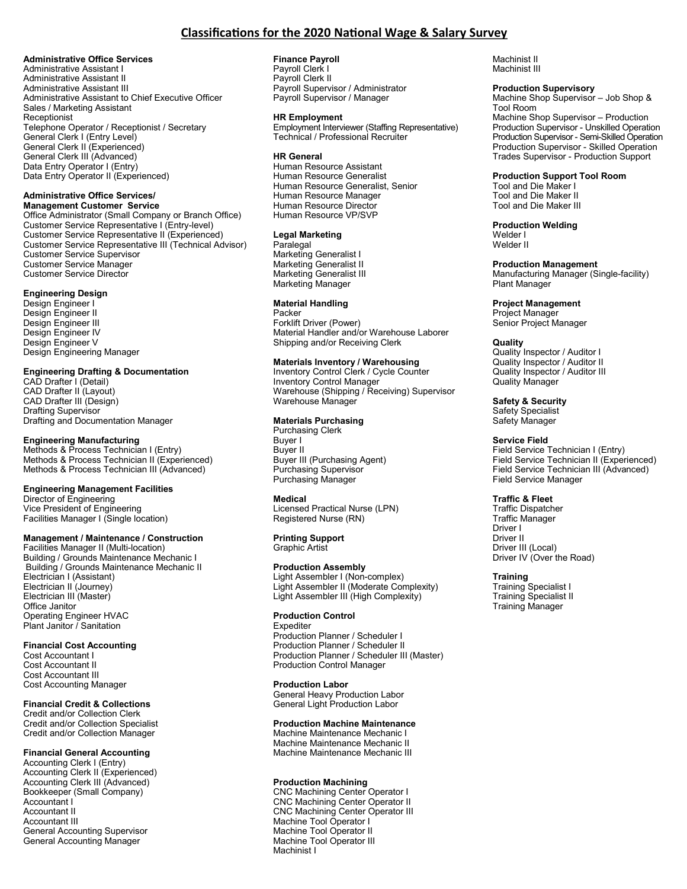# Classifications for the 2020 National Wage & Salary Survey

**Administrative Office Services**
Administrative Assistant I
Administrative Assistant II
Administrative Assistant III
Administrative Assistant to Chief Executive Officer
Sales / Marketing Assistant
Receptionist
Telephone Operator / Receptionist / Secretary
General Clerk I (Entry Level)
General Clerk II (Experienced)
General Clerk III (Advanced)
Data Entry Operator I (Entry)
Data Entry Operator II (Experienced)

**Administrative Office Services/ Management Customer Service**
Office Administrator (Small Company or Branch Office)
Customer Service Representative I (Entry-level)
Customer Service Representative II (Experienced)
Customer Service Representative III (Technical Advisor)
Customer Service Supervisor
Customer Service Manager
Customer Service Director

**Engineering Design**
Design Engineer I
Design Engineer II
Design Engineer III
Design Engineer IV
Design Engineer V
Design Engineering Manager

**Engineering Drafting & Documentation**
CAD Drafter I (Detail)
CAD Drafter II (Layout)
CAD Drafter III (Design)
Drafting Supervisor
Drafting and Documentation Manager

**Engineering Manufacturing**
Methods & Process Technician I (Entry)
Methods & Process Technician II (Experienced)
Methods & Process Technician III (Advanced)

**Engineering Management Facilities**
Director of Engineering
Vice President of Engineering
Facilities Manager I (Single location)

**Management / Maintenance / Construction**
Facilities Manager II (Multi-location)
Building / Grounds Maintenance Mechanic I
Building / Grounds Maintenance Mechanic II
Electrician I (Assistant)
Electrician II (Journey)
Electrician III (Master)
Office Janitor
Operating Engineer HVAC
Plant Janitor / Sanitation

**Financial Cost Accounting**
Cost Accountant I
Cost Accountant II
Cost Accountant III
Cost Accounting Manager

**Financial Credit & Collections**
Credit and/or Collection Clerk
Credit and/or Collection Specialist
Credit and/or Collection Manager

**Financial General Accounting**
Accounting Clerk I (Entry)
Accounting Clerk II (Experienced)
Accounting Clerk III (Advanced)
Bookkeeper (Small Company)
Accountant I
Accountant II
Accountant III
General Accounting Supervisor
General Accounting Manager

**Finance Payroll**
Payroll Clerk I
Payroll Clerk II
Payroll Supervisor / Administrator
Payroll Supervisor / Manager

**HR Employment**
Employment Interviewer (Staffing Representative)
Technical / Professional Recruiter

**HR General**
Human Resource Assistant
Human Resource Generalist
Human Resource Generalist, Senior
Human Resource Manager
Human Resource Director
Human Resource VP/SVP

**Legal Marketing**
Paralegal
Marketing Generalist I
Marketing Generalist II
Marketing Generalist III
Marketing Manager

**Material Handling**
Packer
Forklift Driver (Power)
Material Handler and/or Warehouse Laborer
Shipping and/or Receiving Clerk

**Materials Inventory / Warehousing**
Inventory Control Clerk / Cycle Counter
Inventory Control Manager
Warehouse (Shipping / Receiving) Supervisor
Warehouse Manager

**Materials Purchasing**
Purchasing Clerk
Buyer I
Buyer II
Buyer III (Purchasing Agent)
Purchasing Supervisor
Purchasing Manager

**Medical**
Licensed Practical Nurse (LPN)
Registered Nurse (RN)

**Printing Support**
Graphic Artist

**Production Assembly**
Light Assembler I (Non-complex)
Light Assembler II (Moderate Complexity)
Light Assembler III (High Complexity)

**Production Control**
Expediter
Production Planner / Scheduler I
Production Planner / Scheduler II
Production Planner / Scheduler III (Master)
Production Control Manager

**Production Labor**
General Heavy Production Labor
General Light Production Labor

**Production Machine Maintenance**
Machine Maintenance Mechanic I
Machine Maintenance Mechanic II
Machine Maintenance Mechanic III

**Production Machining**
CNC Machining Center Operator I
CNC Machining Center Operator II
CNC Machining Center Operator III
Machine Tool Operator I
Machine Tool Operator II
Machine Tool Operator III
Machinist I
Machinist II
Machinist III

**Production Supervisory**
Machine Shop Supervisor – Job Shop & Tool Room
Machine Shop Supervisor – Production
Production Supervisor - Unskilled Operation
Production Supervisor - Semi-Skilled Operation
Production Supervisor - Skilled Operation
Trades Supervisor - Production Support

**Production Support Tool Room**
Tool and Die Maker I
Tool and Die Maker II
Tool and Die Maker III

**Production Welding**
Welder I
Welder II

**Production Management**
Manufacturing Manager (Single-facility)
Plant Manager

**Project Management**
Project Manager
Senior Project Manager

**Quality**
Quality Inspector / Auditor I
Quality Inspector / Auditor II
Quality Inspector / Auditor III
Quality Manager

**Safety & Security**
Safety Specialist
Safety Manager

**Service Field**
Field Service Technician I (Entry)
Field Service Technician II (Experienced)
Field Service Technician III (Advanced)
Field Service Manager

**Traffic & Fleet**
Traffic Dispatcher
Traffic Manager
Driver I
Driver II
Driver III (Local)
Driver IV (Over the Road)

**Training**
Training Specialist I
Training Specialist II
Training Manager